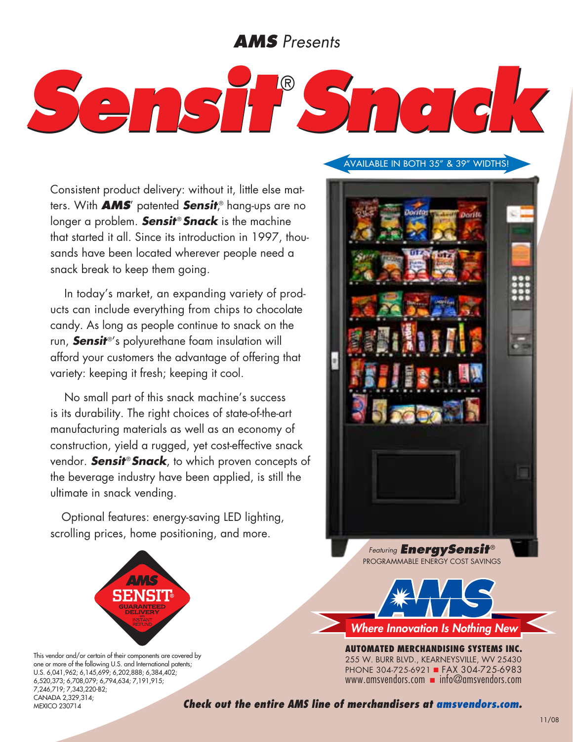*AMS Presents*

# *Sensit® Snack*

AVAILABLE IN BOTH 35" & 39" WIDTHS!

Consistent product delivery: without it, little else matters. With ***AMS**'* patented ***Sensit***,® hang-ups are no longer a problem. ***Sensit® Snack*** is the machine that started it all. Since its introduction in 1997, thousands have been located wherever people need a snack break to keep them going.

In today's market, an expanding variety of products can include everything from chips to chocolate candy. As long as people continue to snack on the run, ***Sensit***®'s polyurethane foam insulation will afford your customers the advantage of offering that variety: keeping it fresh; keeping it cool.

No small part of this snack machine's success is its durability. The right choices of state-of-the-art manufacturing materials as well as an economy of construction, yield a rugged, yet cost-effective snack vendor. ***Sensit® Snack***, to which proven concepts of the beverage industry have been applied, is still the ultimate in snack vending.

Optional features: energy-saving LED lighting, scrolling prices, home positioning, and more.

*Featuring* ***EnergySensit***®
PROGRAMMABLE ENERGY COST SAVINGS

AMS SENSIT® GUARANTEED DELIVERY OR INSTANT REFUND

This vendor and/or certain of their components are covered by one or more of the following U.S. and International patents; U.S. 6,041,962; 6,145,699; 6,202,888; 6,384,402; 6,520,373; 6,708,079; 6,794,634; 7,191,915; 7,246,719; 7,343,220-B2; CANADA 2,329,314; MEXICO 230714

**AMS** *Where Innovation Is Nothing New*

**AUTOMATED MERCHANDISING SYSTEMS INC.**
255 W. BURR BLVD., KEARNEYSVILLE, WV 25430
PHONE 304-725-6921 ■ FAX 304-725-6983
www.amsvendors.com ■ info@amsvendors.com

***Check out the entire AMS line of merchandisers at amsvendors.com.***

11/08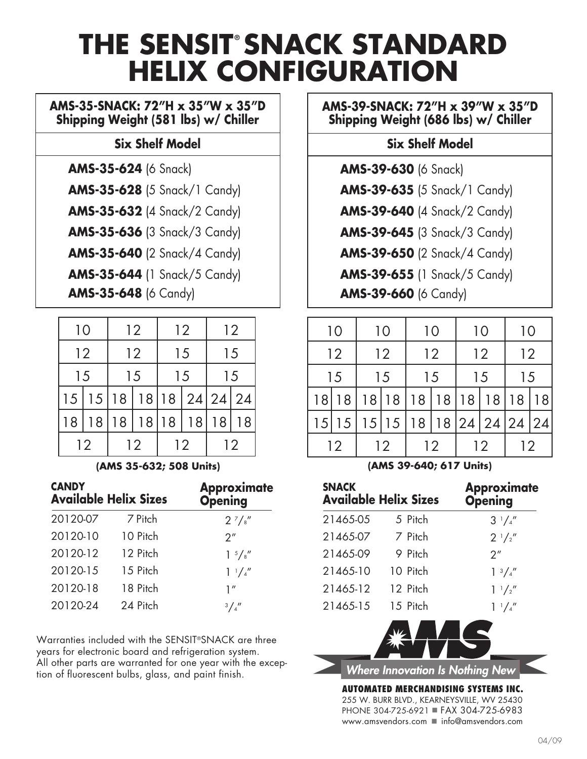# THE SENSIT® SNACK STANDARD HELIX CONFIGURATION

**AMS-35-SNACK: 72"H x 35"W x 35"D**
**Shipping Weight (581 lbs) w/ Chiller**

**Six Shelf Model**

**AMS-35-624** (6 Snack)
**AMS-35-628** (5 Snack/1 Candy)
**AMS-35-632** (4 Snack/2 Candy)
**AMS-35-636** (3 Snack/3 Candy)
**AMS-35-640** (2 Snack/4 Candy)
**AMS-35-644** (1 Snack/5 Candy)
**AMS-35-648** (6 Candy)

| | | | | | | | |
|---|---|---|---|---|---|---|---|
| 10 | | 12 | | 12 | | 12 | |
| 12 | | 12 | | 15 | | 15 | |
| 15 | | 15 | | 15 | | 15 | |
| 15 | 15 | 18 | 18 | 18 | 24 | 24 | 24 |
| 18 | 18 | 18 | 18 | 18 | 18 | 18 | 18 |
| 12 | | 12 | | 12 | | 12 | |

**(AMS 35-632; 508 Units)**

| **CANDY Available Helix Sizes** | | **Approximate Opening** |
|---|---|---|
| 20120-07 | 7 Pitch | 2 7/8" |
| 20120-10 | 10 Pitch | 2" |
| 20120-12 | 12 Pitch | 1 5/8" |
| 20120-15 | 15 Pitch | 1 1/4" |
| 20120-18 | 18 Pitch | 1" |
| 20120-24 | 24 Pitch | 3/4" |

Warranties included with the SENSIT®SNACK are three years for electronic board and refrigeration system. All other parts are warranted for one year with the exception of fluorescent bulbs, glass, and paint finish.

**AMS-39-SNACK: 72"H x 39"W x 35"D**
**Shipping Weight (686 lbs) w/ Chiller**

**Six Shelf Model**

**AMS-39-630** (6 Snack)
**AMS-39-635** (5 Snack/1 Candy)
**AMS-39-640** (4 Snack/2 Candy)
**AMS-39-645** (3 Snack/3 Candy)
**AMS-39-650** (2 Snack/4 Candy)
**AMS-39-655** (1 Snack/5 Candy)
**AMS-39-660** (6 Candy)

| | | | | | | | | | |
|---|---|---|---|---|---|---|---|---|---|
| 10 | | 10 | | 10 | | 10 | | 10 | |
| 12 | | 12 | | 12 | | 12 | | 12 | |
| 15 | | 15 | | 15 | | 15 | | 15 | |
| 18 | 18 | 18 | 18 | 18 | 18 | 18 | 18 | 18 | 18 |
| 15 | 15 | 15 | 15 | 18 | 18 | 24 | 24 | 24 | 24 |
| 12 | | 12 | | 12 | | 12 | | 12 | |

**(AMS 39-640; 617 Units)**

| **SNACK Available Helix Sizes** | | **Approximate Opening** |
|---|---|---|
| 21465-05 | 5 Pitch | 3 1/4" |
| 21465-07 | 7 Pitch | 2 1/2" |
| 21465-09 | 9 Pitch | 2" |
| 21465-10 | 10 Pitch | 1 3/4" |
| 21465-12 | 12 Pitch | 1 1/2" |
| 21465-15 | 15 Pitch | 1 1/4" |

AMS

*Where Innovation Is Nothing New*

**AUTOMATED MERCHANDISING SYSTEMS INC.**
255 W. BURR BLVD., KEARNEYSVILLE, WV 25430
PHONE 304-725-6921 ■ FAX 304-725-6983
www.amsvendors.com ■ info@amsvendors.com

04/09